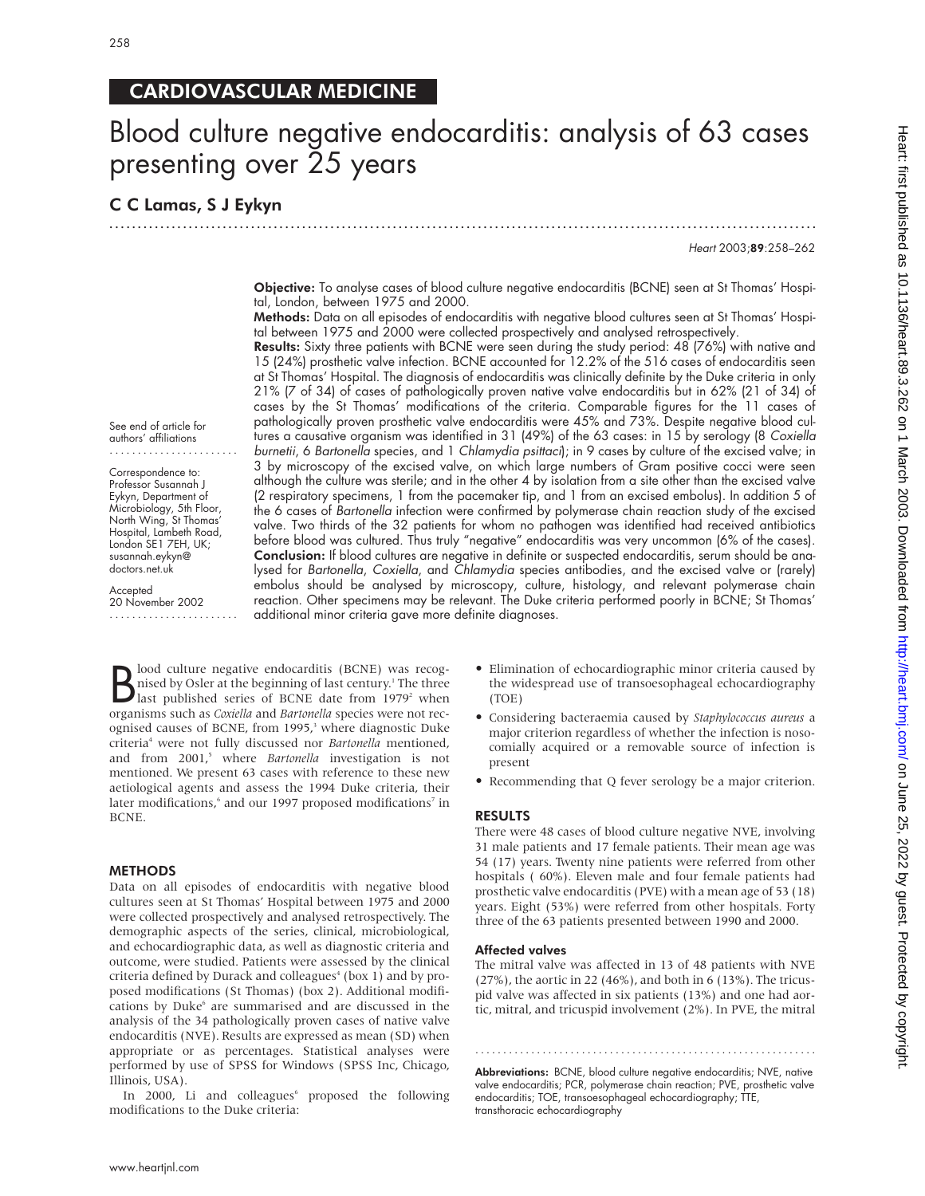CARDIOVASCULAR MEDICINE

# Blood culture negative endocarditis: analysis of 63 cases presenting over 25 years

**C C Lamas, S J Eykyn**

See end of article for authors' affiliations

Correspondence to: Professor Susannah J Eykyn, Department of Microbiology, 5th Floor, North Wing, St Thomas' Hospital, Lambeth Road, London SE1 7EH, UK; susannah.eykyn@doctors.net.uk

Accepted 20 November 2002

**Objective:** To analyse cases of blood culture negative endocarditis (BCNE) seen at St Thomas' Hospital, London, between 1975 and 2000.

**Methods:** Data on all episodes of endocarditis with negative blood cultures seen at St Thomas' Hospital between 1975 and 2000 were collected prospectively and analysed retrospectively.

**Results:** Sixty three patients with BCNE were seen during the study period: 48 (76%) with native and 15 (24%) prosthetic valve infection. BCNE accounted for 12.2% of the 516 cases of endocarditis seen at St Thomas' Hospital. The diagnosis of endocarditis was clinically definite by the Duke criteria in only 21% (7 of 34) of cases of pathologically proven native valve endocarditis but in 62% (21 of 34) of cases by the St Thomas' modifications of the criteria. Comparable figures for the 11 cases of pathologically proven prosthetic valve endocarditis were 45% and 73%. Despite negative blood cultures a causative organism was identified in 31 (49%) of the 63 cases: in 15 by serology (8 *Coxiella burnetii*, 6 *Bartonella* species, and 1 *Chlamydia psittaci*); in 9 cases by culture of the excised valve; in 3 by microscopy of the excised valve, on which large numbers of Gram positive cocci were seen although the culture was sterile; and in the other 4 by isolation from a site other than the excised valve (2 respiratory specimens, 1 from the pacemaker tip, and 1 from an excised embolus). In addition 5 of the 6 cases of *Bartonella* infection were confirmed by polymerase chain reaction study of the excised valve. Two thirds of the 32 patients for whom no pathogen was identified had received antibiotics before blood was cultured. Thus truly "negative" endocarditis was very uncommon (6% of the cases).

**Conclusion:** If blood cultures are negative in definite or suspected endocarditis, serum should be analysed for *Bartonella*, *Coxiella*, and *Chlamydia* species antibodies, and the excised valve or (rarely) embolus should be analysed by microscopy, culture, histology, and relevant polymerase chain reaction. Other specimens may be relevant. The Duke criteria performed poorly in BCNE; St Thomas' additional minor criteria gave more definite diagnoses.

Blood culture negative endocarditis (BCNE) was recognised by Osler at the beginning of last century.[1] The three last published series of BCNE date from 1979[2] when organisms such as *Coxiella* and *Bartonella* species were not recognised causes of BCNE, from 1995,[3] where diagnostic Duke criteria[4] were not fully discussed nor *Bartonella* mentioned, and from 2001,[5] where *Bartonella* investigation is not mentioned. We present 63 cases with reference to these new aetiological agents and assess the 1994 Duke criteria, their later modifications,[6] and our 1997 proposed modifications[7] in BCNE.

## METHODS

Data on all episodes of endocarditis with negative blood cultures seen at St Thomas' Hospital between 1975 and 2000 were collected prospectively and analysed retrospectively. The demographic aspects of the series, clinical, microbiological, and echocardiographic data, as well as diagnostic criteria and outcome, were studied. Patients were assessed by the clinical criteria defined by Durack and colleagues[4] (box 1) and by proposed modifications (St Thomas) (box 2). Additional modifications by Duke[6] are summarised and are discussed in the analysis of the 34 pathologically proven cases of native valve endocarditis (NVE). Results are expressed as mean (SD) when appropriate or as percentages. Statistical analyses were performed by use of SPSS for Windows (SPSS Inc, Chicago, Illinois, USA).

In 2000, Li and colleagues[6] proposed the following modifications to the Duke criteria:

- Elimination of echocardiographic minor criteria caused by the widespread use of transoesophageal echocardiography (TOE)
- Considering bacteraemia caused by *Staphylococcus aureus* a major criterion regardless of whether the infection is nosocomially acquired or a removable source of infection is present
- Recommending that Q fever serology be a major criterion.

## RESULTS

There were 48 cases of blood culture negative NVE, involving 31 male patients and 17 female patients. Their mean age was 54 (17) years. Twenty nine patients were referred from other hospitals ( 60%). Eleven male and four female patients had prosthetic valve endocarditis (PVE) with a mean age of 53 (18) years. Eight (53%) were referred from other hospitals. Forty three of the 63 patients presented between 1990 and 2000.

### Affected valves

The mitral valve was affected in 13 of 48 patients with NVE (27%), the aortic in 22 (46%), and both in 6 (13%). The tricuspid valve was affected in six patients (13%) and one had aortic, mitral, and tricuspid involvement (2%). In PVE, the mitral

**Abbreviations:** BCNE, blood culture negative endocarditis; NVE, native valve endocarditis; PCR, polymerase chain reaction; PVE, prosthetic valve endocarditis; TOE, transoesophageal echocardiography; TTE, transthoracic echocardiography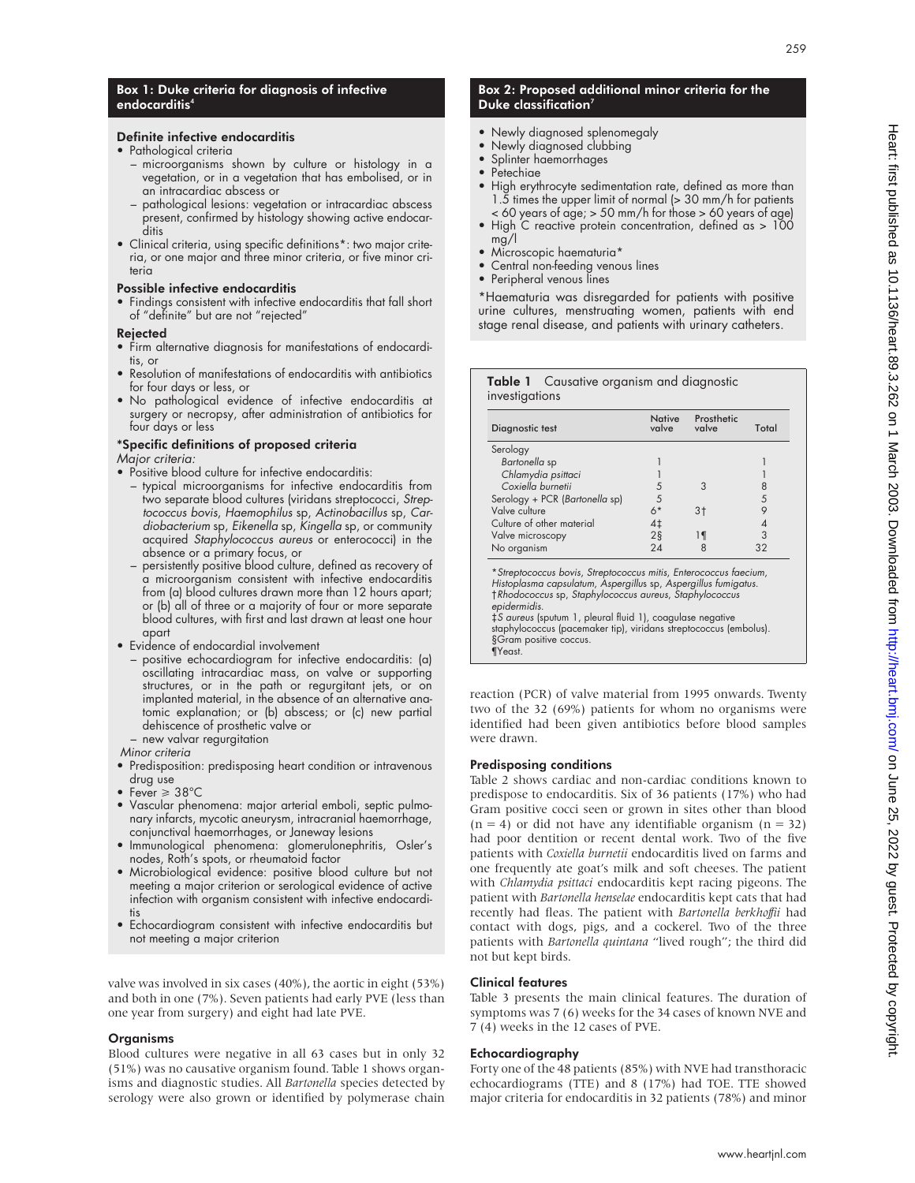### Box 1: Duke criteria for diagnosis of infective endocarditis[4]

**Definite infective endocarditis**

- Pathological criteria
  - microorganisms shown by culture or histology in a vegetation, or in a vegetation that has embolised, or in an intracardiac abscess or
  - pathological lesions: vegetation or intracardiac abscess present, confirmed by histology showing active endocarditis
- Clinical criteria, using specific definitions*: two major criteria, or one major and three minor criteria, or five minor criteria

**Possible infective endocarditis**

- Findings consistent with infective endocarditis that fall short of "definite" but are not "rejected"

**Rejected**

- Firm alternative diagnosis for manifestations of endocarditis, or
- Resolution of manifestations of endocarditis with antibiotics for four days or less, or
- No pathological evidence of infective endocarditis at surgery or necropsy, after administration of antibiotics for four days or less

**\*Specific definitions of proposed criteria**

*Major criteria:*

- Positive blood culture for infective endocarditis:
  - typical microorganisms for infective endocarditis from two separate blood cultures (viridans streptococci, *Streptococcus bovis*, *Haemophilus* sp, *Actinobacillus* sp, *Cardiobacterium* sp, *Eikenella* sp, *Kingella* sp, or community acquired *Staphylococcus aureus* or enterococci) in the absence or a primary focus, or
  - persistently positive blood culture, defined as recovery of a microorganism consistent with infective endocarditis from (a) blood cultures drawn more than 12 hours apart; or (b) all of three or a majority of four or more separate blood cultures, with first and last drawn at least one hour apart
- Evidence of endocardial involvement
  - positive echocardiogram for infective endocarditis: (a) oscillating intracardiac mass, on valve or supporting structures, or in the path or regurgitant jets, or on implanted material, in the absence of an alternative anatomic explanation; or (b) abscess; or (c) new partial dehiscence of prosthetic valve or
  - new valvar regurgitation

*Minor criteria*

- Predisposition: predisposing heart condition or intravenous drug use
- Fever ⩾ 38°C
- Vascular phenomena: major arterial emboli, septic pulmonary infarcts, mycotic aneurysm, intracranial haemorrhage, conjunctival haemorrhages, or Janeway lesions
- Immunological phenomena: glomerulonephritis, Osler's nodes, Roth's spots, or rheumatoid factor
- Microbiological evidence: positive blood culture but not meeting a major criterion or serological evidence of active infection with organism consistent with infective endocarditis
- Echocardiogram consistent with infective endocarditis but not meeting a major criterion

valve was involved in six cases (40%), the aortic in eight (53%) and both in one (7%). Seven patients had early PVE (less than one year from surgery) and eight had late PVE.

### Organisms

Blood cultures were negative in all 63 cases but in only 32 (51%) was no causative organism found. Table 1 shows organisms and diagnostic studies. All *Bartonella* species detected by serology were also grown or identified by polymerase chain reaction (PCR) of valve material from 1995 onwards. Twenty two of the 32 (69%) patients for whom no organisms were identified had been given antibiotics before blood samples were drawn.

### Box 2: Proposed additional minor criteria for the Duke classification[7]

- Newly diagnosed splenomegaly
- Newly diagnosed clubbing
- Splinter haemorrhages
- Petechiae
- High erythrocyte sedimentation rate, defined as more than 1.5 times the upper limit of normal (> 30 mm/h for patients < 60 years of age; > 50 mm/h for those > 60 years of age)
- High C reactive protein concentration, defined as > 100 mg/l
- Microscopic haematuria*
- Central non-feeding venous lines
- Peripheral venous lines

*Haematuria was disregarded for patients with positive urine cultures, menstruating women, patients with end stage renal disease, and patients with urinary catheters.

**Table 1** Causative organism and diagnostic investigations

| Diagnostic test | Native valve | Prosthetic valve | Total |
|---|---|---|---|
| Serology | | | |
| *Bartonella* sp | 1 | | 1 |
| *Chlamydia psittaci* | 1 | | 1 |
| *Coxiella burnetii* | 5 | 3 | 8 |
| Serology + PCR (*Bartonella* sp) | 5 | | 5 |
| Valve culture | 6* | 3† | 9 |
| Culture of other material | 4‡ | | 4 |
| Valve microscopy | 2§ | 1¶ | 3 |
| No organism | 24 | 8 | 32 |

*\*Streptococcus bovis, Streptococcus mitis, Enterococcus faecium, Histoplasma capsulatum, Aspergillus* sp, *Aspergillus fumigatus.*
†*Rhodococcus* sp, *Staphylococcus aureus, Staphylococcus epidermidis.*
‡*S aureus* (sputum 1, pleural fluid 1), coagulase negative staphylococcus (pacemaker tip), viridans streptococcus (embolus).
§Gram positive coccus.
¶Yeast.

### Predisposing conditions

Table 2 shows cardiac and non-cardiac conditions known to predispose to endocarditis. Six of 36 patients (17%) who had Gram positive cocci seen or grown in sites other than blood (n = 4) or did not have any identifiable organism (n = 32) had poor dentition or recent dental work. Two of the five patients with *Coxiella burnetii* endocarditis lived on farms and one frequently ate goat's milk and soft cheeses. The patient with *Chlamydia psittaci* endocarditis kept racing pigeons. The patient with *Bartonella henselae* endocarditis kept cats that had recently had fleas. The patient with *Bartonella berkhoffii* had contact with dogs, pigs, and a cockerel. Two of the three patients with *Bartonella quintana* "lived rough"; the third did not but kept birds.

### Clinical features

Table 3 presents the main clinical features. The duration of symptoms was 7 (6) weeks for the 34 cases of known NVE and 7 (4) weeks in the 12 cases of PVE.

### Echocardiography

Forty one of the 48 patients (85%) with NVE had transthoracic echocardiograms (TTE) and 8 (17%) had TOE. TTE showed major criteria for endocarditis in 32 patients (78%) and minor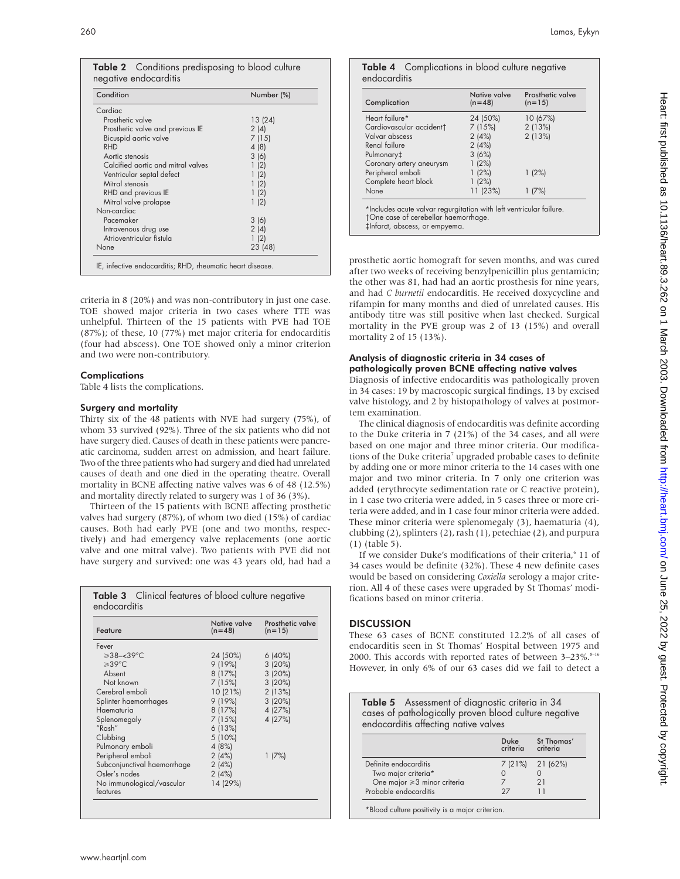**Table 2** Conditions predisposing to blood culture negative endocarditis

| Condition | Number (%) |
|---|---|
| Cardiac | |
| Prosthetic valve | 13 (24) |
| Prosthetic valve and previous IE | 2 (4) |
| Bicuspid aortic valve | 7 (15) |
| RHD | 4 (8) |
| Aortic stenosis | 3 (6) |
| Calcified aortic and mitral valves | 1 (2) |
| Ventricular septal defect | 1 (2) |
| Mitral stenosis | 1 (2) |
| RHD and previous IE | 1 (2) |
| Mitral valve prolapse | 1 (2) |
| Non-cardiac | |
| Pacemaker | 3 (6) |
| Intravenous drug use | 2 (4) |
| Atrioventricular fistula | 1 (2) |
| None | 23 (48) |

IE, infective endocarditis; RHD, rheumatic heart disease.

criteria in 8 (20%) and was non-contributory in just one case. TOE showed major criteria in two cases where TTE was unhelpful. Thirteen of the 15 patients with PVE had TOE (87%); of these, 10 (77%) met major criteria for endocarditis (four had abscess). One TOE showed only a minor criterion and two were non-contributory.

### Complications

Table 4 lists the complications.

### Surgery and mortality

Thirty six of the 48 patients with NVE had surgery (75%), of whom 33 survived (92%). Three of the six patients who did not have surgery died. Causes of death in these patients were pancreatic carcinoma, sudden arrest on admission, and heart failure. Two of the three patients who had surgery and died had unrelated causes of death and one died in the operating theatre. Overall mortality in BCNE affecting native valves was 6 of 48 (12.5%) and mortality directly related to surgery was 1 of 36 (3%).

Thirteen of the 15 patients with BCNE affecting prosthetic valves had surgery (87%), of whom two died (15%) of cardiac causes. Both had early PVE (one and two months, respectively) and had emergency valve replacements (one aortic valve and one mitral valve). Two patients with PVE did not have surgery and survived: one was 43 years old, had had a prosthetic aortic homograft for seven months, and was cured after two weeks of receiving benzylpenicillin plus gentamicin; the other was 81, had had an aortic prosthesis for nine years, and had *C burnetii* endocarditis. He received doxycycline and rifampin for many months and died of unrelated causes. His antibody titre was still positive when last checked. Surgical mortality in the PVE group was 2 of 13 (15%) and overall mortality 2 of 15 (13%).

**Table 3** Clinical features of blood culture negative endocarditis

| Feature | Native valve (n=48) | Prosthetic valve (n=15) |
|---|---|---|
| Fever | | |
| ≥38–<39°C | 24 (50%) | 6 (40%) |
| ≥39°C | 9 (19%) | 3 (20%) |
| Absent | 8 (17%) | 3 (20%) |
| Not known | 7 (15%) | 3 (20%) |
| Cerebral emboli | 10 (21%) | 2 (13%) |
| Splinter haemorrhages | 9 (19%) | 3 (20%) |
| Haematuria | 8 (17%) | 4 (27%) |
| Splenomegaly | 7 (15%) | 4 (27%) |
| "Rash" | 6 (13%) | |
| Clubbing | 5 (10%) | |
| Pulmonary emboli | 4 (8%) | |
| Peripheral emboli | 2 (4%) | 1 (7%) |
| Subconjunctival haemorrhage | 2 (4%) | |
| Osler's nodes | 2 (4%) | |
| No immunological/vascular features | 14 (29%) | |

**Table 4** Complications in blood culture negative endocarditis

| Complication | Native valve (n=48) | Prosthetic valve (n=15) |
|---|---|---|
| Heart failure* | 24 (50%) | 10 (67%) |
| Cardiovascular accident† | 7 (15%) | 2 (13%) |
| Valvar abscess | 2 (4%) | 2 (13%) |
| Renal failure | 2 (4%) | |
| Pulmonary‡ | 3 (6%) | |
| Coronary artery aneurysm | 1 (2%) | |
| Peripheral emboli | 1 (2%) | 1 (2%) |
| Complete heart block | 1 (2%) | |
| None | 11 (23%) | 1 (7%) |

*Includes acute valvar regurgitation with left ventricular failure.
†One case of cerebellar haemorrhage.
‡Infarct, abscess, or empyema.

### Analysis of diagnostic criteria in 34 cases of pathologically proven BCNE affecting native valves

Diagnosis of infective endocarditis was pathologically proven in 34 cases: 19 by macroscopic surgical findings, 13 by excised valve histology, and 2 by histopathology of valves at postmortem examination.

The clinical diagnosis of endocarditis was definite according to the Duke criteria in 7 (21%) of the 34 cases, and all were based on one major and three minor criteria. Our modifications of the Duke criteria[7] upgraded probable cases to definite by adding one or more minor criteria to the 14 cases with one major and two minor criteria. In 7 only one criterion was added (erythrocyte sedimentation rate or C reactive protein), in 1 case two criteria were added, in 5 cases three or more criteria were added, and in 1 case four minor criteria were added. These minor criteria were splenomegaly (3), haematuria (4), clubbing (2), splinters (2), rash (1), petechiae (2), and purpura (1) (table 5).

If we consider Duke's modifications of their criteria,[6] 11 of 34 cases would be definite (32%). These 4 new definite cases would be based on considering *Coxiella* serology a major criterion. All 4 of these cases were upgraded by St Thomas' modifications based on minor criteria.

## DISCUSSION

These 63 cases of BCNE constituted 12.2% of all cases of endocarditis seen in St Thomas' Hospital between 1975 and 2000. This accords with reported rates of between 3–23%.[8–16] However, in only 6% of our 63 cases did we fail to detect a

**Table 5** Assessment of diagnostic criteria in 34 cases of pathologically proven blood culture negative endocarditis affecting native valves

| | Duke criteria | St Thomas' criteria |
|---|---|---|
| Definite endocarditis | 7 (21%) | 21 (62%) |
| Two major criteria* | 0 | 0 |
| One major ≥3 minor criteria | 7 | 21 |
| Probable endocarditis | 27 | 11 |

*Blood culture positivity is a major criterion.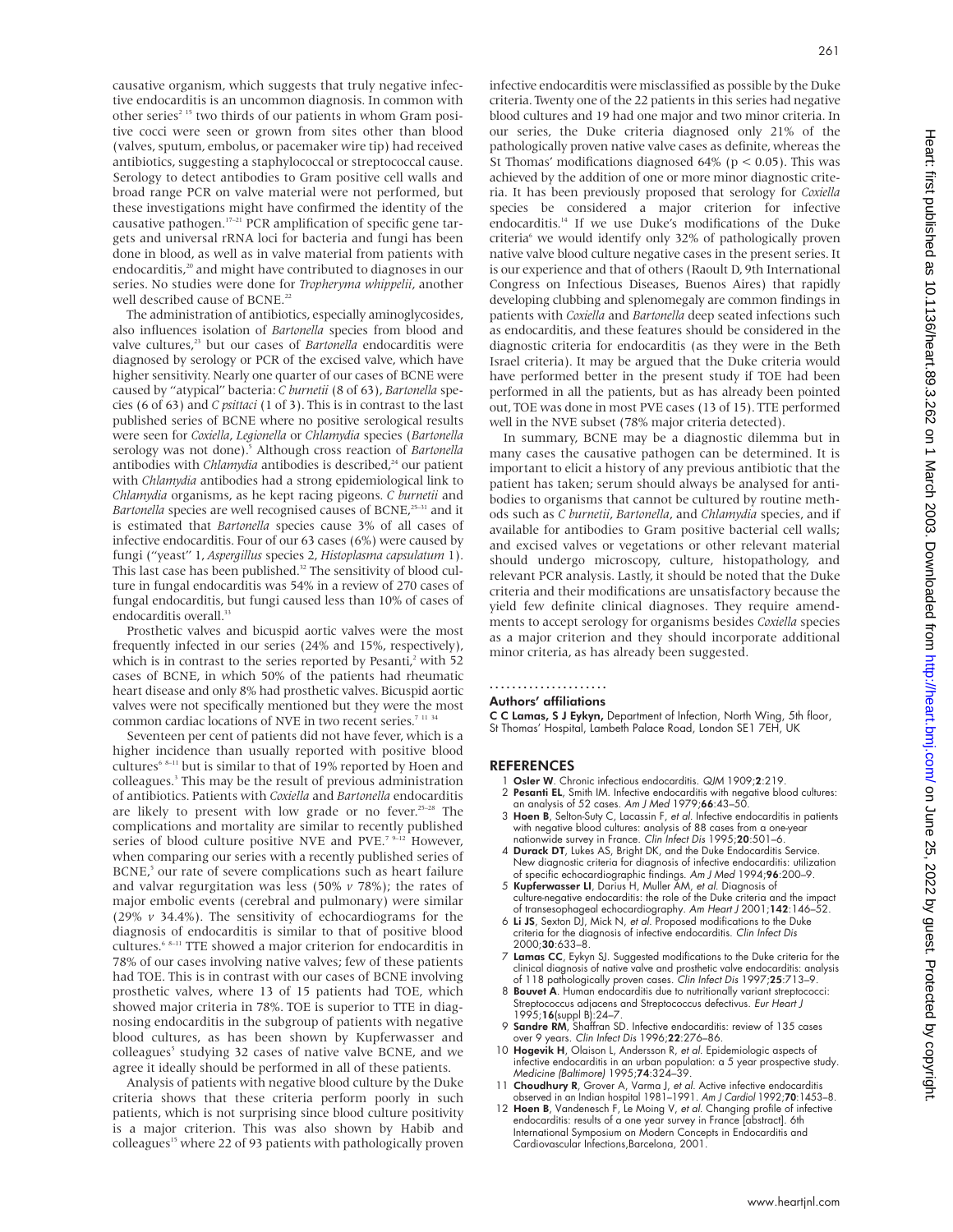causative organism, which suggests that truly negative infective endocarditis is an uncommon diagnosis. In common with other series[2 15] two thirds of our patients in whom Gram positive cocci were seen or grown from sites other than blood (valves, sputum, embolus, or pacemaker wire tip) had received antibiotics, suggesting a staphylococcal or streptococcal cause. Serology to detect antibodies to Gram positive cell walls and broad range PCR on valve material were not performed, but these investigations might have confirmed the identity of the causative pathogen.[17–21] PCR amplification of specific gene targets and universal rRNA loci for bacteria and fungi has been done in blood, as well as in valve material from patients with endocarditis,[20] and might have contributed to diagnoses in our series. No studies were done for *Tropheryma whippelii*, another well described cause of BCNE.[22]

The administration of antibiotics, especially aminoglycosides, also influences isolation of *Bartonella* species from blood and valve cultures,[23] but our cases of *Bartonella* endocarditis were diagnosed by serology or PCR of the excised valve, which have higher sensitivity. Nearly one quarter of our cases of BCNE were caused by "atypical" bacteria: *C burnetii* (8 of 63), *Bartonella* species (6 of 63) and *C psittaci* (1 of 3). This is in contrast to the last published series of BCNE where no positive serological results were seen for *Coxiella*, *Legionella* or *Chlamydia* species (*Bartonella* serology was not done).[5] Although cross reaction of *Bartonella* antibodies with *Chlamydia* antibodies is described,[24] our patient with *Chlamydia* antibodies had a strong epidemiological link to *Chlamydia* organisms, as he kept racing pigeons. *C burnetii* and *Bartonella* species are well recognised causes of BCNE,[25–31] and it is estimated that *Bartonella* species cause 3% of all cases of infective endocarditis. Four of our 63 cases (6%) were caused by fungi ("yeast" 1, *Aspergillus* species 2, *Histoplasma capsulatum* 1). This last case has been published.[32] The sensitivity of blood culture in fungal endocarditis was 54% in a review of 270 cases of fungal endocarditis, but fungi caused less than 10% of cases of endocarditis overall.[33]

Prosthetic valves and bicuspid aortic valves were the most frequently infected in our series (24% and 15%, respectively), which is in contrast to the series reported by Pesanti,[2] with 52 cases of BCNE, in which 50% of the patients had rheumatic heart disease and only 8% had prosthetic valves. Bicuspid aortic valves were not specifically mentioned but they were the most common cardiac locations of NVE in two recent series.[7 11 34]

Seventeen per cent of patients did not have fever, which is a higher incidence than usually reported with positive blood cultures[6 8–11] but is similar to that of 19% reported by Hoen and colleagues.[3] This may be the result of previous administration of antibiotics. Patients with *Coxiella* and *Bartonella* endocarditis are likely to present with low grade or no fever.[25–28] The complications and mortality are similar to recently published series of blood culture positive NVE and PVE.[7 9–12] However, when comparing our series with a recently published series of BCNE,[5] our rate of severe complications such as heart failure and valvar regurgitation was less (50% *v* 78%); the rates of major embolic events (cerebral and pulmonary) were similar (29% *v* 34.4%). The sensitivity of echocardiograms for the diagnosis of endocarditis is similar to that of positive blood cultures.[6 8–11] TTE showed a major criterion for endocarditis in 78% of our cases involving native valves; few of these patients had TOE. This is in contrast with our cases of BCNE involving prosthetic valves, where 13 of 15 patients had TOE, which showed major criteria in 78%. TOE is superior to TTE in diagnosing endocarditis in the subgroup of patients with negative blood cultures, as has been shown by Kupferwasser and colleagues[5] studying 32 cases of native valve BCNE, and we agree it ideally should be performed in all of these patients.

Analysis of patients with negative blood culture by the Duke criteria shows that these criteria perform poorly in such patients, which is not surprising since blood culture positivity is a major criterion. This was also shown by Habib and colleagues[15] where 22 of 93 patients with pathologically proven infective endocarditis were misclassified as possible by the Duke criteria. Twenty one of the 22 patients in this series had negative blood cultures and 19 had one major and two minor criteria. In our series, the Duke criteria diagnosed only 21% of the pathologically proven native valve cases as definite, whereas the St Thomas' modifications diagnosed 64% ($p < 0.05$). This was achieved by the addition of one or more minor diagnostic criteria. It has been previously proposed that serology for *Coxiella* species be considered a major criterion for infective endocarditis.[14] If we use Duke's modifications of the Duke criteria[6] we would identify only 32% of pathologically proven native valve blood culture negative cases in the present series. It is our experience and that of others (Raoult D, 9th International Congress on Infectious Diseases, Buenos Aires) that rapidly developing clubbing and splenomegaly are common findings in patients with *Coxiella* and *Bartonella* deep seated infections such as endocarditis, and these features should be considered in the diagnostic criteria for endocarditis (as they were in the Beth Israel criteria). It may be argued that the Duke criteria would have performed better in the present study if TOE had been performed in all the patients, but as has already been pointed out, TOE was done in most PVE cases (13 of 15). TTE performed well in the NVE subset (78% major criteria detected).

In summary, BCNE may be a diagnostic dilemma but in many cases the causative pathogen can be determined. It is important to elicit a history of any previous antibiotic that the patient has taken; serum should always be analysed for antibodies to organisms that cannot be cultured by routine methods such as *C burnetii*, *Bartonella*, and *Chlamydia* species, and if available for antibodies to Gram positive bacterial cell walls; and excised valves or vegetations or other relevant material should undergo microscopy, culture, histopathology, and relevant PCR analysis. Lastly, it should be noted that the Duke criteria and their modifications are unsatisfactory because the yield few definite clinical diagnoses. They require amendments to accept serology for organisms besides *Coxiella* species as a major criterion and they should incorporate additional minor criteria, as has already been suggested.

### Authors' affiliations

**C C Lamas, S J Eykyn,** Department of Infection, North Wing, 5th floor, St Thomas' Hospital, Lambeth Palace Road, London SE1 7EH, UK

## REFERENCES

1. **Osler W**. Chronic infectious endocarditis. *QJM* 1909;**2**:219.
2. **Pesanti EL**, Smith IM. Infective endocarditis with negative blood cultures: an analysis of 52 cases. *Am J Med* 1979;**66**:43–50.
3. **Hoen B**, Selton-Suty C, Lacassin F, *et al*. Infective endocarditis in patients with negative blood cultures: analysis of 88 cases from a one-year nationwide survey in France. *Clin Infect Dis* 1995;**20**:501–6.
4. **Durack DT**, Lukes AS, Bright DK, and the Duke Endocarditis Service. New diagnostic criteria for diagnosis of infective endocarditis: utilization of specific echocardiographic findings. *Am J Med* 1994;**96**:200–9.
5. **Kupferwasser LI**, Darius H, Muller AM, *et al*. Diagnosis of culture-negative endocarditis: the role of the Duke criteria and the impact of transesophageal echocardiography. *Am Heart J* 2001;**142**:146–52.
6. **Li JS**, Sexton DJ, Mick N, *et al*. Proposed modifications to the Duke criteria for the diagnosis of infective endocarditis. *Clin Infect Dis* 2000;**30**:633–8.
7. **Lamas CC**, Eykyn SJ. Suggested modifications to the Duke criteria for the clinical diagnosis of native valve and prosthetic valve endocarditis: analysis of 118 pathologically proven cases. *Clin Infect Dis* 1997;**25**:713–9.
8. **Bouvet A**. Human endocarditis due to nutritionally variant streptococci: Streptococcus adjacens and Streptococcus defectivus. *Eur Heart J* 1995;**16**(suppl B):24–7.
9. **Sandre RM**, Shaffran SD. Infective endocarditis: review of 135 cases over 9 years. *Clin Infect Dis* 1996;**22**:276–86.
10. **Hogevik H**, Olaison L, Andersson R, *et al*. Epidemiologic aspects of infective endocarditis in an urban population: a 5 year prospective study. *Medicine (Baltimore)* 1995;**74**:324–39.
11. **Choudhury R**, Grover A, Varma J, *et al*. Active infective endocarditis observed in an Indian hospital 1981–1991. *Am J Cardiol* 1992;**70**:1453–8.
12. **Hoen B**, Vandenesch F, Le Moing V, *et al*. Changing profile of infective endocarditis: results of a one year survey in France [abstract]. 6th International Symposium on Modern Concepts in Endocarditis and Cardiovascular Infections,Barcelona, 2001.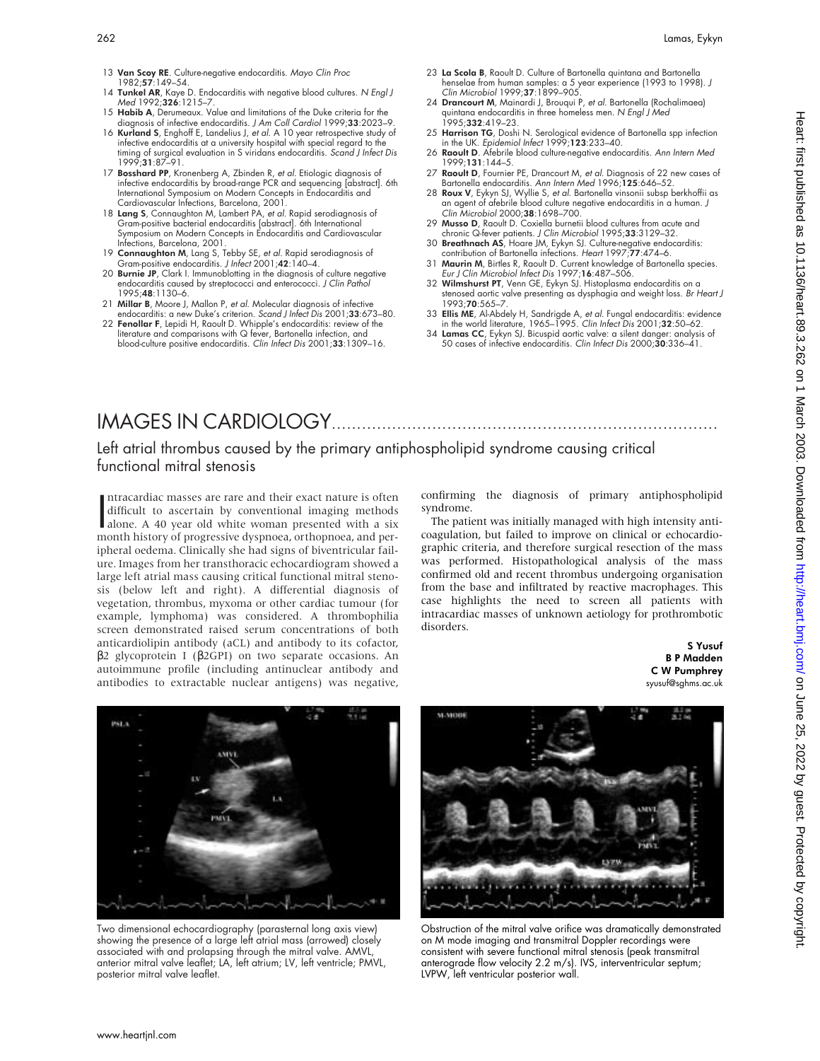13 **Van Scoy RE**. Culture-negative endocarditis. *Mayo Clin Proc* 1982;**57**:149–54.
14 **Tunkel AR**, Kaye D. Endocarditis with negative blood cultures. *N Engl J Med* 1992;**326**:1215–7.
15 **Habib A**, Derumeaux. Value and limitations of the Duke criteria for the diagnosis of infective endocarditis. *J Am Coll Cardiol* 1999;**33**:2023–9.
16 **Kurland S**, Enghoff E, Landelius J, *et al*. A 10 year retrospective study of infective endocarditis at a university hospital with special regard to the timing of surgical evaluation in S viridans endocarditis. *Scand J Infect Dis* 1999;**31**:87–91.
17 **Bosshard PP**, Kronenberg A, Zbinden R, *et al*. Etiologic diagnosis of infective endocarditis by broad-range PCR and sequencing [abstract]. 6th International Symposium on Modern Concepts in Endocarditis and Cardiovascular Infections, Barcelona, 2001.
18 **Lang S**, Connaughton M, Lambert PA, *et al*. Rapid serodiagnosis of Gram-positive bacterial endocarditis [abstract]. 6th International Symposium on Modern Concepts in Endocarditis and Cardiovascular Infections, Barcelona, 2001.
19 **Connaughton M**, Lang S, Tebby SE, *et al*. Rapid serodiagnosis of Gram-positive endocarditis. *J Infect* 2001;**42**:140–4.
20 **Burnie JP**, Clark I. Immunoblotting in the diagnosis of culture negative endocarditis caused by streptococci and enterococci. *J Clin Pathol* 1995;**48**:1130–6.
21 **Millar B**, Moore J, Mallon P, *et al*. Molecular diagnosis of infective endocarditis: a new Duke's criterion. *Scand J Infect Dis* 2001;**33**:673–80.
22 **Fenollar F**, Lepidi H, Raoult D. Whipple's endocarditis: review of the literature and comparisons with Q fever, Bartonella infection, and blood-culture positive endocarditis. *Clin Infect Dis* 2001;**33**:1309–16.
23 **La Scola B**, Raoult D. Culture of Bartonella quintana and Bartonella henselae from human samples: a 5 year experience (1993 to 1998). *J Clin Microbiol* 1999;**37**:1899–905.
24 **Drancourt M**, Mainardi J, Brouqui P, *et al*. Bartonella (Rochalimaea) quintana endocarditis in three homeless men. *N Engl J Med* 1995;**332**:419–23.
25 **Harrison TG**, Doshi N. Serological evidence of Bartonella spp infection in the UK. *Epidemiol Infect* 1999;**123**:233–40.
26 **Raoult D**. Afebrile blood culture-negative endocarditis. *Ann Intern Med* 1999;**131**:144–5.
27 **Raoult D**, Fournier PE, Drancourt M, *et al*. Diagnosis of 22 new cases of Bartonella endocarditis. *Ann Intern Med* 1996;**125**:646–52.
28 **Roux V**, Eykyn SJ, Wyllie S, *et al*. Bartonella vinsonii subsp berkhoffii as an agent of afebrile blood culture negative endocarditis in a human. *J Clin Microbiol* 2000;**38**:1698–700.
29 **Musso D**, Raoult D. Coxiella burnetii blood cultures from acute and chronic Q-fever patients. *J Clin Microbiol* 1995;**33**:3129–32.
30 **Breathnach AS**, Hoare JM, Eykyn SJ. Culture-negative endocarditis: contribution of Bartonella infections. *Heart* 1997;**77**:474–6.
31 **Maurin M**, Birtles R, Raoult D. Current knowledge of Bartonella species. *Eur J Clin Microbiol Infect Dis* 1997;**16**:487–506.
32 **Wilmshurst PT**, Venn GE, Eykyn SJ. Histoplasma endocarditis on a stenosed aortic valve presenting as dysphagia and weight loss. *Br Heart J* 1993;**70**:565–7.
33 **Ellis ME**, Al-Abdely H, Sandrigde A, *et al*. Fungal endocarditis: evidence in the world literature, 1965–1995. *Clin Infect Dis* 2001;**32**:50–62.
34 **Lamas CC**, Eykyn SJ. Bicuspid aortic valve: a silent danger: analysis of 50 cases of infective endocarditis. *Clin Infect Dis* 2000;**30**:336–41.

# IMAGES IN CARDIOLOGY

## Left atrial thrombus caused by the primary antiphospholipid syndrome causing critical functional mitral stenosis

Intracardiac masses are rare and their exact nature is often difficult to ascertain by conventional imaging methods alone. A 40 year old white woman presented with a six month history of progressive dyspnoea, orthopnoea, and peripheral oedema. Clinically she had signs of biventricular failure. Images from her transthoracic echocardiogram showed a large left atrial mass causing critical functional mitral stenosis (below left and right). A differential diagnosis of vegetation, thrombus, myxoma or other cardiac tumour (for example, lymphoma) was considered. A thrombophilia screen demonstrated raised serum concentrations of both anticardiolipin antibody (aCL) and antibody to its cofactor, β2 glycoprotein I (β2GPI) on two separate occasions. An autoimmune profile (including antinuclear antibody and antibodies to extractable nuclear antigens) was negative, confirming the diagnosis of primary antiphospholipid syndrome.

The patient was initially managed with high intensity anticoagulation, but failed to improve on clinical or echocardiographic criteria, and therefore surgical resection of the mass was performed. Histopathological analysis of the mass confirmed old and recent thrombus undergoing organisation from the base and infiltrated by reactive macrophages. This case highlights the need to screen all patients with intracardiac masses of unknown aetiology for prothrombotic disorders.

**S Yusuf**
**B P Madden**
**C W Pumphrey**
syusuf@sghms.ac.uk

Two dimensional echocardiography (parasternal long axis view) showing the presence of a large left atrial mass (arrowed) closely associated with and prolapsing through the mitral valve. AMVL, anterior mitral valve leaflet; LA, left atrium; LV, left ventricle; PMVL, posterior mitral valve leaflet.

Obstruction of the mitral valve orifice was dramatically demonstrated on M mode imaging and transmitral Doppler recordings were consistent with severe functional mitral stenosis (peak transmitral anterograde flow velocity 2.2 m/s). IVS, interventricular septum; LVPW, left ventricular posterior wall.